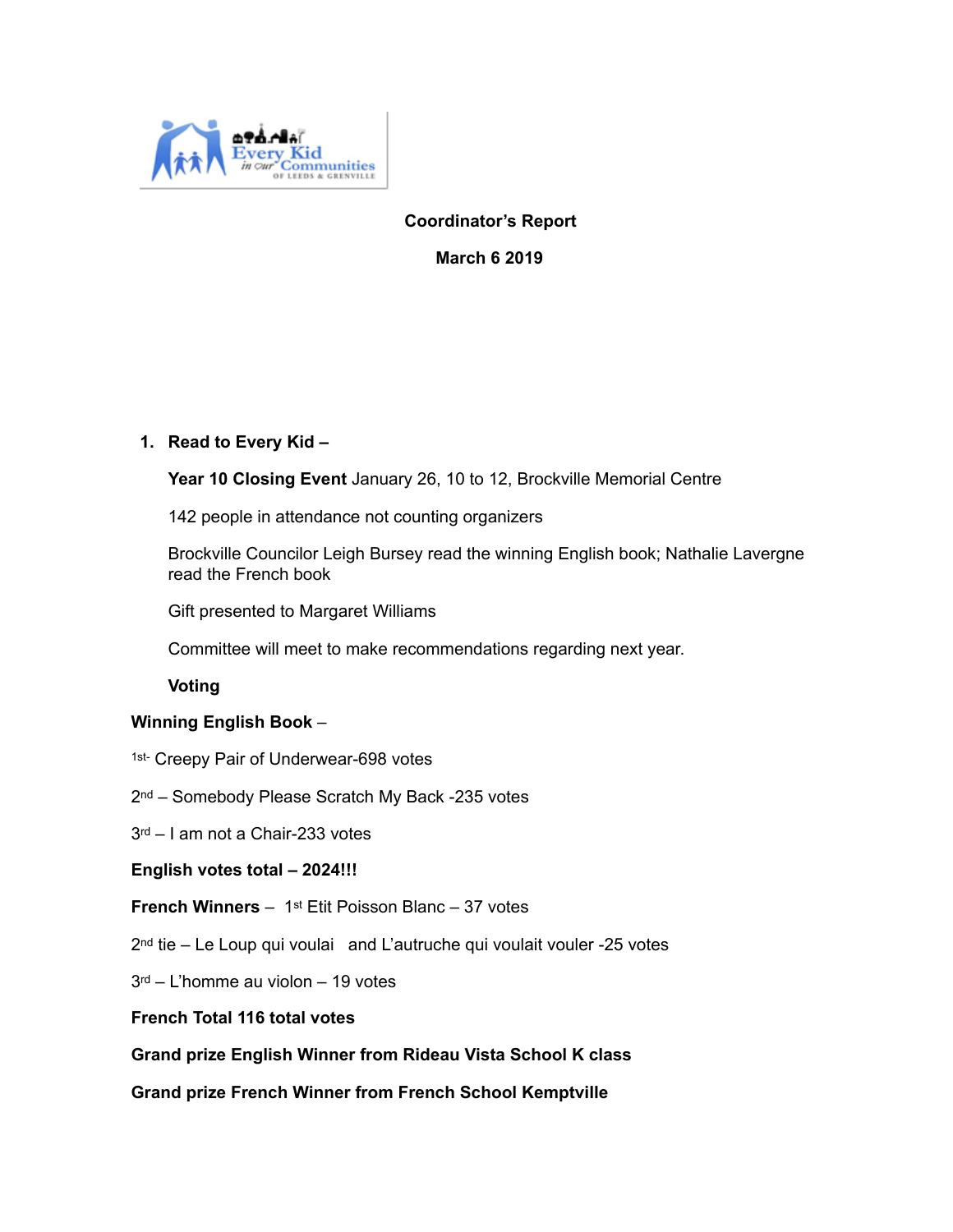**Coordinator's Report**

**March 6 2019**

1. **Read to Every Kid –**

   **Year 10 Closing Event** January 26, 10 to 12, Brockville Memorial Centre

   142 people in attendance not counting organizers

   Brockville Councilor Leigh Bursey read the winning English book; Nathalie Lavergne read the French book

   Gift presented to Margaret Williams

   Committee will meet to make recommendations regarding next year.

   **Voting**

**Winning English Book** –

1st- Creepy Pair of Underwear-698 votes

2nd – Somebody Please Scratch My Back -235 votes

3rd – I am not a Chair-233 votes

**English votes total – 2024!!!**

**French Winners** – 1st Etit Poisson Blanc – 37 votes

2nd tie – Le Loup qui voulai and L'autruche qui voulait vouler -25 votes

3rd – L'homme au violon – 19 votes

**French Total 116 total votes**

**Grand prize English Winner from Rideau Vista School K class**

**Grand prize French Winner from French School Kemptville**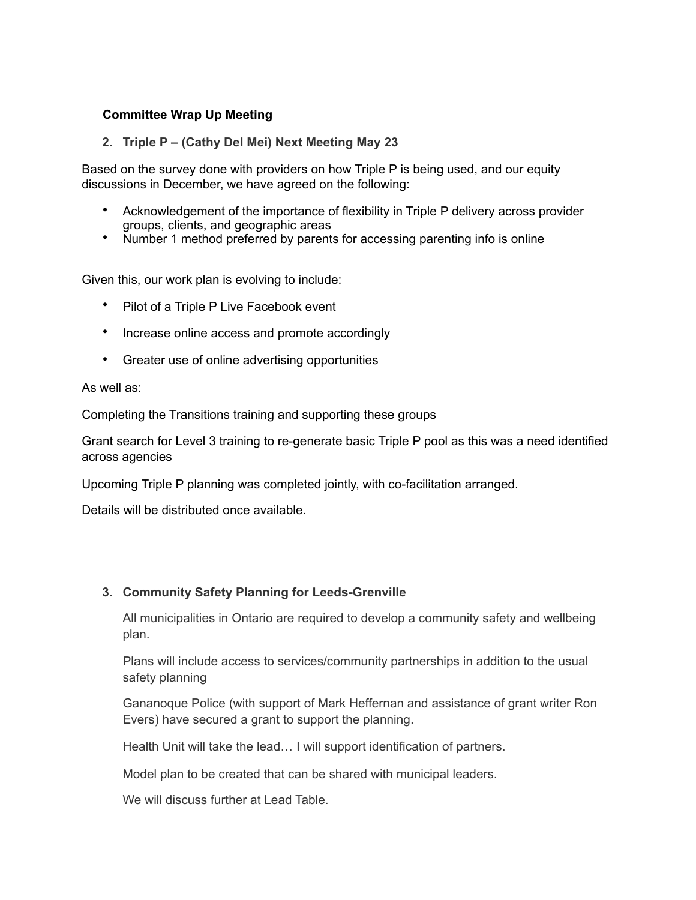**Committee Wrap Up Meeting**

2. **Triple P – (Cathy Del Mei) Next Meeting May 23**

Based on the survey done with providers on how Triple P is being used, and our equity discussions in December, we have agreed on the following:

- Acknowledgement of the importance of flexibility in Triple P delivery across provider groups, clients, and geographic areas
- Number 1 method preferred by parents for accessing parenting info is online

Given this, our work plan is evolving to include:

- Pilot of a Triple P Live Facebook event
- Increase online access and promote accordingly
- Greater use of online advertising opportunities

As well as:

Completing the Transitions training and supporting these groups

Grant search for Level 3 training to re-generate basic Triple P pool as this was a need identified across agencies

Upcoming Triple P planning was completed jointly, with co-facilitation arranged.

Details will be distributed once available.

3. **Community Safety Planning for Leeds-Grenville**

   All municipalities in Ontario are required to develop a community safety and wellbeing plan.

   Plans will include access to services/community partnerships in addition to the usual safety planning

   Gananoque Police (with support of Mark Heffernan and assistance of grant writer Ron Evers) have secured a grant to support the planning.

   Health Unit will take the lead… I will support identification of partners.

   Model plan to be created that can be shared with municipal leaders.

   We will discuss further at Lead Table.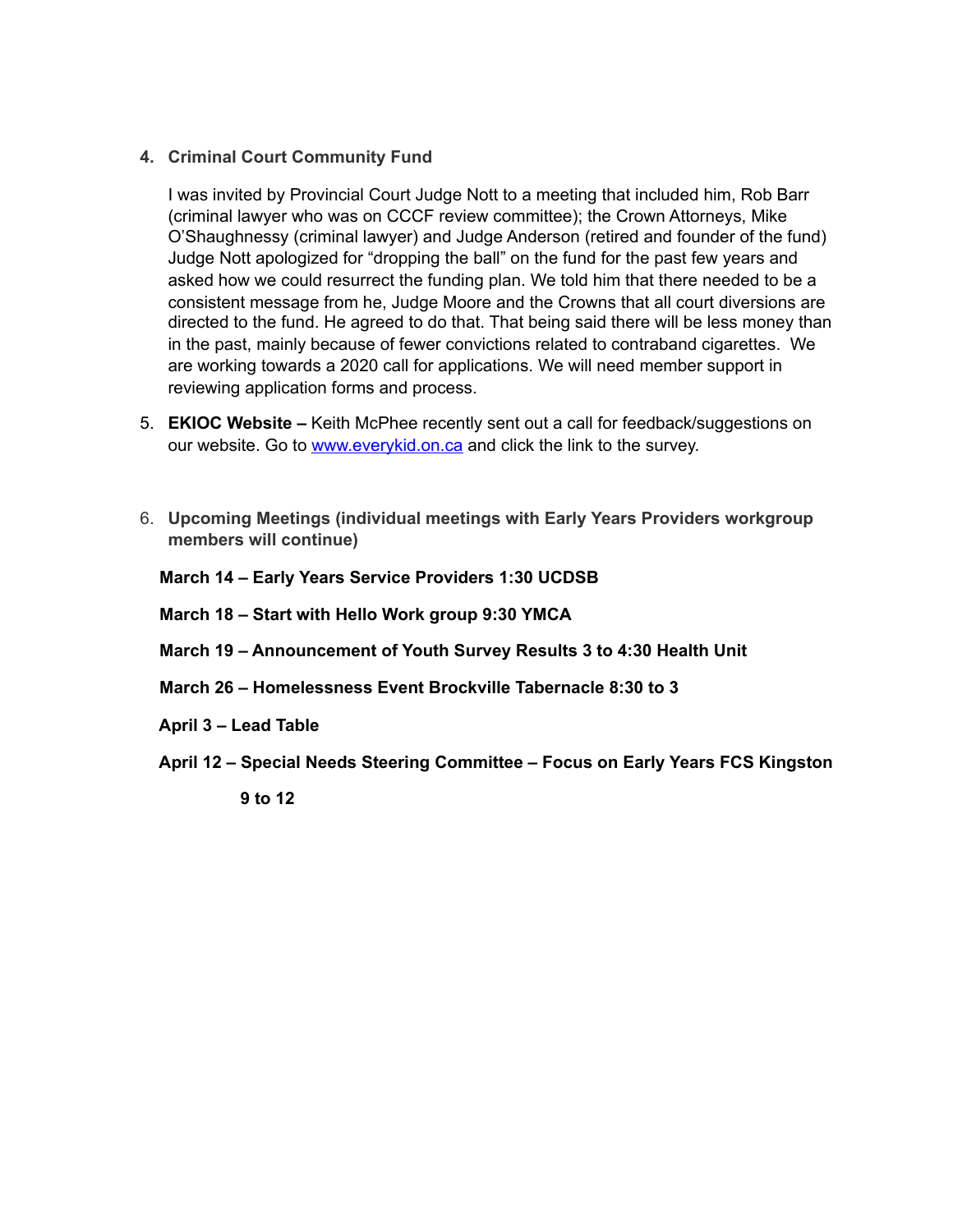4. **Criminal Court Community Fund**

   I was invited by Provincial Court Judge Nott to a meeting that included him, Rob Barr (criminal lawyer who was on CCCF review committee); the Crown Attorneys, Mike O'Shaughnessy (criminal lawyer) and Judge Anderson (retired and founder of the fund) Judge Nott apologized for "dropping the ball" on the fund for the past few years and asked how we could resurrect the funding plan. We told him that there needed to be a consistent message from he, Judge Moore and the Crowns that all court diversions are directed to the fund. He agreed to do that. That being said there will be less money than in the past, mainly because of fewer convictions related to contraband cigarettes. We are working towards a 2020 call for applications. We will need member support in reviewing application forms and process.

5. **EKIOC Website –** Keith McPhee recently sent out a call for feedback/suggestions on our website. Go to [www.everykid.on.ca](www.everykid.on.ca) and click the link to the survey.

6. **Upcoming Meetings (individual meetings with Early Years Providers workgroup members will continue)**

**March 14 – Early Years Service Providers 1:30 UCDSB**

**March 18 – Start with Hello Work group 9:30 YMCA**

**March 19 – Announcement of Youth Survey Results 3 to 4:30 Health Unit**

**March 26 – Homelessness Event Brockville Tabernacle 8:30 to 3**

**April 3 – Lead Table**

**April 12 – Special Needs Steering Committee – Focus on Early Years FCS Kingston 9 to 12**